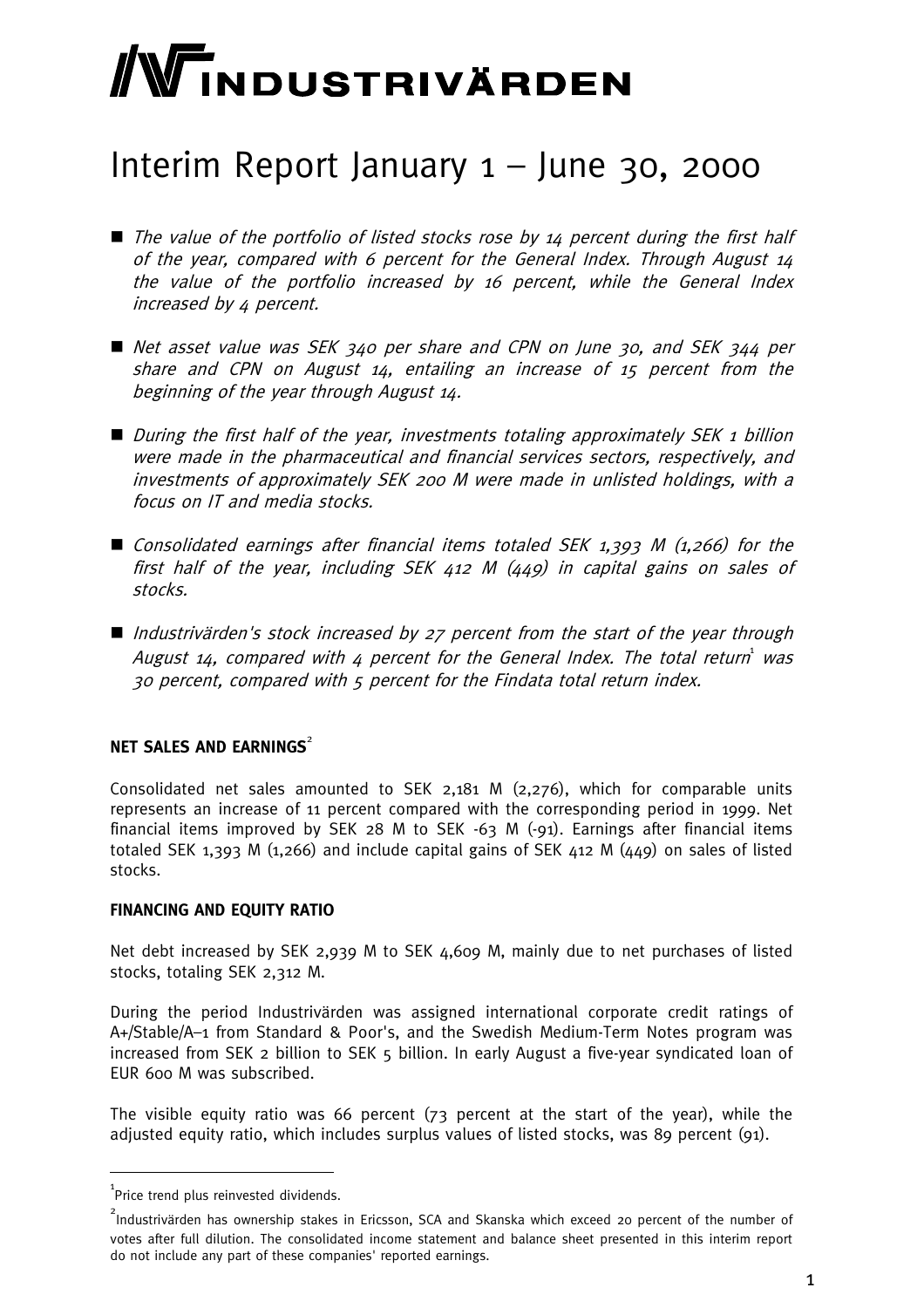# INDUSTRIVÄRDEN

# Interim Report January 1 – June 30, 2000

- *The value of the portfolio of listed stocks rose by 14 percent during the first half of the year, compared with 6 percent for the General Index. Through August 14 the value of the portfolio increased by 16 percent, while the General Index increased by 4 percent.*

- *Net asset value was SEK 340 per share and CPN on June 30, and SEK 344 per share and CPN on August 14, entailing an increase of 15 percent from the beginning of the year through August 14.*

- *During the first half of the year, investments totaling approximately SEK 1 billion were made in the pharmaceutical and financial services sectors, respectively, and investments of approximately SEK 200 M were made in unlisted holdings, with a focus on IT and media stocks.*

- *Consolidated earnings after financial items totaled SEK 1,393 M (1,266) for the first half of the year, including SEK 412 M (449) in capital gains on sales of stocks.*

- *Industrivärden's stock increased by 27 percent from the start of the year through August 14, compared with 4 percent for the General Index. The total return[1] was 30 percent, compared with 5 percent for the Findata total return index.*

**NET SALES AND EARNINGS[2]**

Consolidated net sales amounted to SEK 2,181 M (2,276), which for comparable units represents an increase of 11 percent compared with the corresponding period in 1999. Net financial items improved by SEK 28 M to SEK -63 M (-91). Earnings after financial items totaled SEK 1,393 M (1,266) and include capital gains of SEK 412 M (449) on sales of listed stocks.

**FINANCING AND EQUITY RATIO**

Net debt increased by SEK 2,939 M to SEK 4,609 M, mainly due to net purchases of listed stocks, totaling SEK 2,312 M.

During the period Industrivärden was assigned international corporate credit ratings of A+/Stable/A–1 from Standard & Poor's, and the Swedish Medium-Term Notes program was increased from SEK 2 billion to SEK 5 billion. In early August a five-year syndicated loan of EUR 600 M was subscribed.

The visible equity ratio was 66 percent (73 percent at the start of the year), while the adjusted equity ratio, which includes surplus values of listed stocks, was 89 percent (91).

---

[1] Price trend plus reinvested dividends.

[2] Industrivärden has ownership stakes in Ericsson, SCA and Skanska which exceed 20 percent of the number of votes after full dilution. The consolidated income statement and balance sheet presented in this interim report do not include any part of these companies' reported earnings.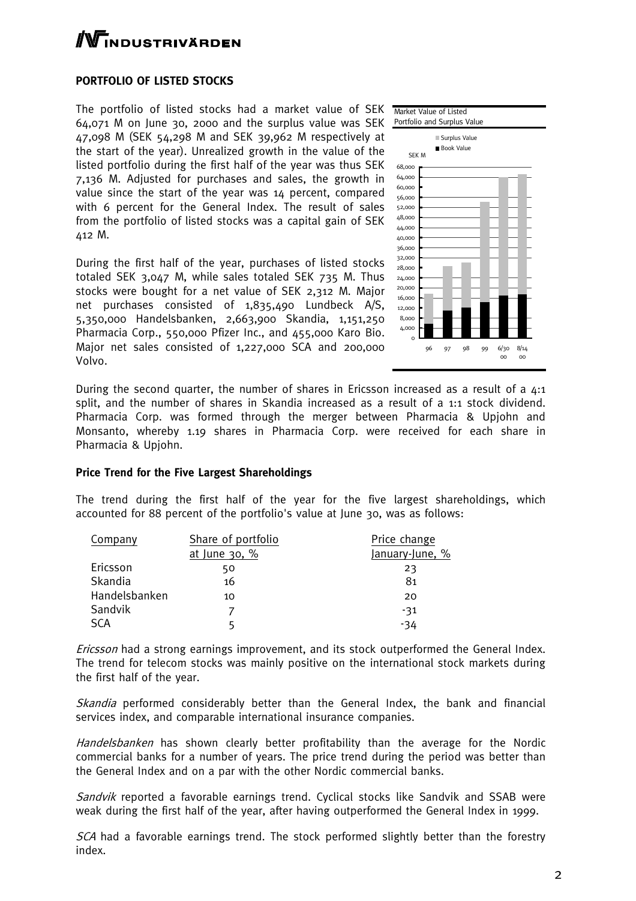## PORTFOLIO OF LISTED STOCKS

The portfolio of listed stocks had a market value of SEK 64,071 M on June 30, 2000 and the surplus value was SEK 47,098 M (SEK 54,298 M and SEK 39,962 M respectively at the start of the year). Unrealized growth in the value of the listed portfolio during the first half of the year was thus SEK 7,136 M. Adjusted for purchases and sales, the growth in value since the start of the year was 14 percent, compared with 6 percent for the General Index. The result of sales from the portfolio of listed stocks was a capital gain of SEK 412 M.

During the first half of the year, purchases of listed stocks totaled SEK 3,047 M, while sales totaled SEK 735 M. Thus stocks were bought for a net value of SEK 2,312 M. Major net purchases consisted of 1,835,490 Lundbeck A/S, 5,350,000 Handelsbanken, 2,663,900 Skandia, 1,151,250 Pharmacia Corp., 550,000 Pfizer Inc., and 455,000 Karo Bio. Major net sales consisted of 1,227,000 SCA and 200,000 Volvo.

Market Value of Listed Portfolio and Surplus Value

During the second quarter, the number of shares in Ericsson increased as a result of a 4:1 split, and the number of shares in Skandia increased as a result of a 1:1 stock dividend. Pharmacia Corp. was formed through the merger between Pharmacia & Upjohn and Monsanto, whereby 1.19 shares in Pharmacia Corp. were received for each share in Pharmacia & Upjohn.

### Price Trend for the Five Largest Shareholdings

The trend during the first half of the year for the five largest shareholdings, which accounted for 88 percent of the portfolio's value at June 30, was as follows:

| Company | Share of portfolio at June 30, % | Price change January-June, % |
|---|---|---|
| Ericsson | 50 | 23 |
| Skandia | 16 | 81 |
| Handelsbanken | 10 | 20 |
| Sandvik | 7 | -31 |
| SCA | 5 | -34 |

*Ericsson* had a strong earnings improvement, and its stock outperformed the General Index. The trend for telecom stocks was mainly positive on the international stock markets during the first half of the year.

*Skandia* performed considerably better than the General Index, the bank and financial services index, and comparable international insurance companies.

*Handelsbanken* has shown clearly better profitability than the average for the Nordic commercial banks for a number of years. The price trend during the period was better than the General Index and on a par with the other Nordic commercial banks.

*Sandvik* reported a favorable earnings trend. Cyclical stocks like Sandvik and SSAB were weak during the first half of the year, after having outperformed the General Index in 1999.

*SCA* had a favorable earnings trend. The stock performed slightly better than the forestry index.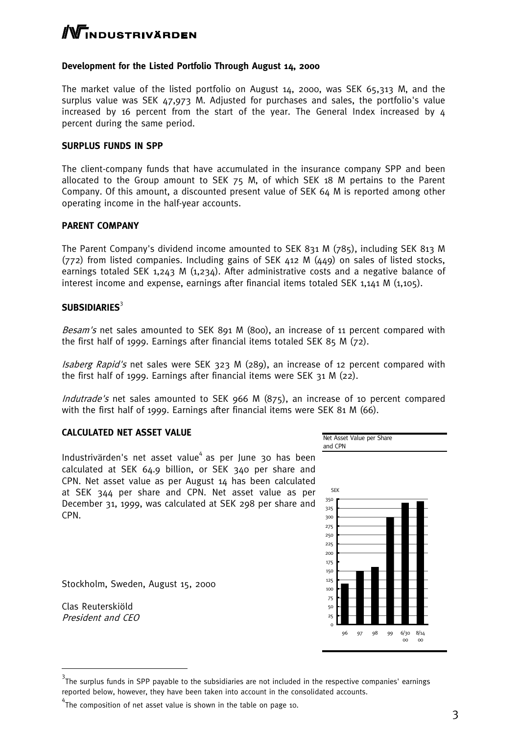## Development for the Listed Portfolio Through August 14, 2000

The market value of the listed portfolio on August 14, 2000, was SEK 65,313 M, and the surplus value was SEK 47,973 M. Adjusted for purchases and sales, the portfolio's value increased by 16 percent from the start of the year. The General Index increased by 4 percent during the same period.

## SURPLUS FUNDS IN SPP

The client-company funds that have accumulated in the insurance company SPP and been allocated to the Group amount to SEK 75 M, of which SEK 18 M pertains to the Parent Company. Of this amount, a discounted present value of SEK 64 M is reported among other operating income in the half-year accounts.

## PARENT COMPANY

The Parent Company's dividend income amounted to SEK 831 M (785), including SEK 813 M (772) from listed companies. Including gains of SEK 412 M (449) on sales of listed stocks, earnings totaled SEK 1,243 M (1,234). After administrative costs and a negative balance of interest income and expense, earnings after financial items totaled SEK 1,141 M (1,105).

## SUBSIDIARIES[3]

*Besam's* net sales amounted to SEK 891 M (800), an increase of 11 percent compared with the first half of 1999. Earnings after financial items totaled SEK 85 M (72).

*Isaberg Rapid's* net sales were SEK 323 M (289), an increase of 12 percent compared with the first half of 1999. Earnings after financial items were SEK 31 M (22).

*Indutrade's* net sales amounted to SEK 966 M (875), an increase of 10 percent compared with the first half of 1999. Earnings after financial items were SEK 81 M (66).

## CALCULATED NET ASSET VALUE

Industrivärden's net asset value[4] as per June 30 has been calculated at SEK 64.9 billion, or SEK 340 per share and CPN. Net asset value as per August 14 has been calculated at SEK 344 per share and CPN. Net asset value as per December 31, 1999, was calculated at SEK 298 per share and CPN.

Net Asset Value per Share and CPN

Stockholm, Sweden, August 15, 2000

Clas Reuterskiöld
*President and CEO*

---

[3] The surplus funds in SPP payable to the subsidiaries are not included in the respective companies' earnings reported below, however, they have been taken into account in the consolidated accounts.

[4] The composition of net asset value is shown in the table on page 10.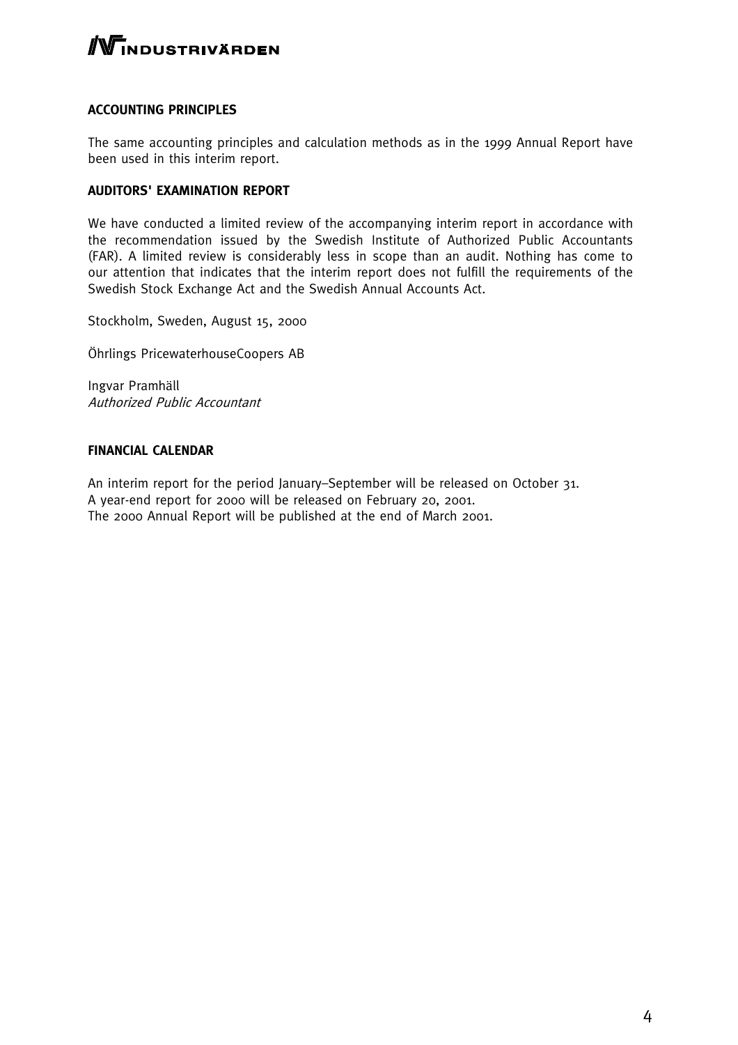## ACCOUNTING PRINCIPLES

The same accounting principles and calculation methods as in the 1999 Annual Report have been used in this interim report.

## AUDITORS' EXAMINATION REPORT

We have conducted a limited review of the accompanying interim report in accordance with the recommendation issued by the Swedish Institute of Authorized Public Accountants (FAR). A limited review is considerably less in scope than an audit. Nothing has come to our attention that indicates that the interim report does not fulfill the requirements of the Swedish Stock Exchange Act and the Swedish Annual Accounts Act.

Stockholm, Sweden, August 15, 2000

Öhrlings PricewaterhouseCoopers AB

Ingvar Pramhäll
*Authorized Public Accountant*

## FINANCIAL CALENDAR

An interim report for the period January–September will be released on October 31.
A year-end report for 2000 will be released on February 20, 2001.
The 2000 Annual Report will be published at the end of March 2001.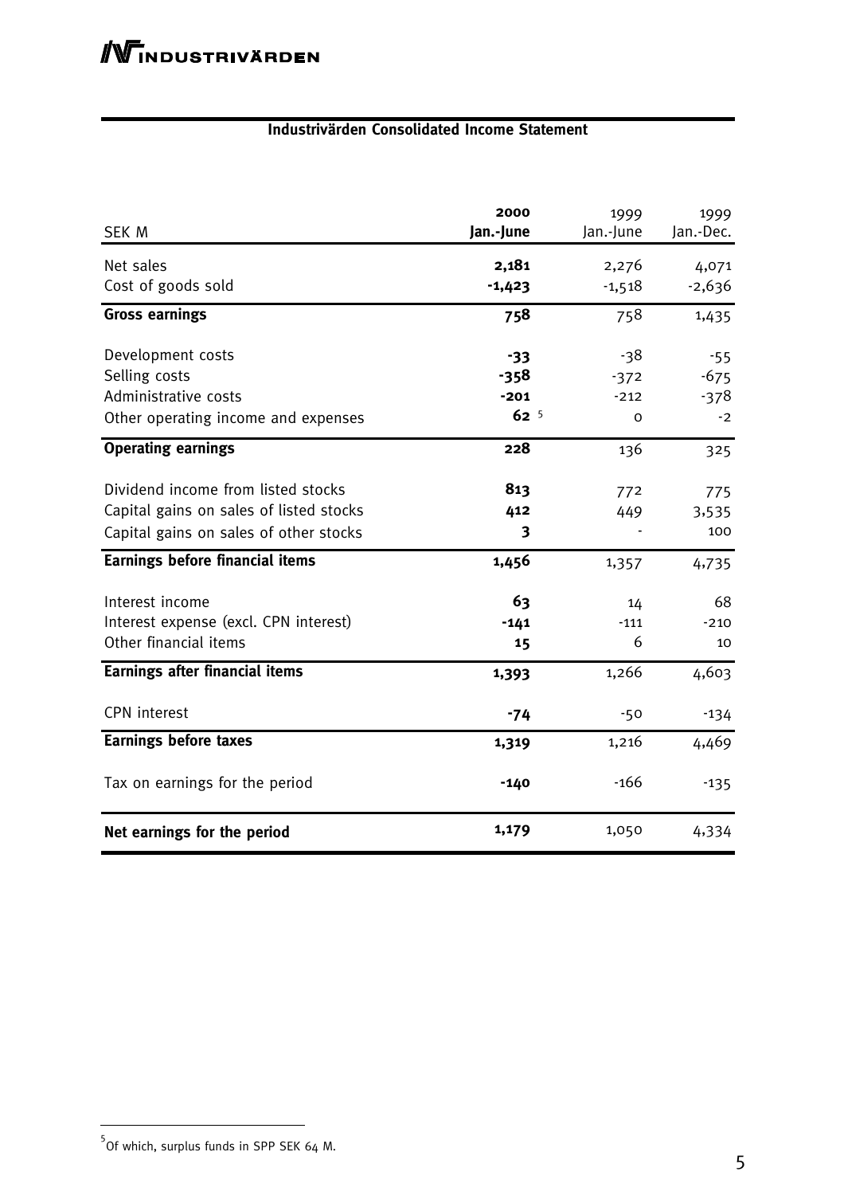## Industrivärden Consolidated Income Statement

| SEK M | 2000 Jan.-June | 1999 Jan.-June | 1999 Jan.-Dec. |
|---|---|---|---|
| Net sales | **2,181** | 2,276 | 4,071 |
| Cost of goods sold | **-1,423** | -1,518 | -2,636 |
| **Gross earnings** | **758** | 758 | 1,435 |
| Development costs | **-33** | -38 | -55 |
| Selling costs | **-358** | -372 | -675 |
| Administrative costs | **-201** | -212 | -378 |
| Other operating income and expenses | **62** [5] | 0 | -2 |
| **Operating earnings** | **228** | 136 | 325 |
| Dividend income from listed stocks | **813** | 772 | 775 |
| Capital gains on sales of listed stocks | **412** | 449 | 3,535 |
| Capital gains on sales of other stocks | **3** | - | 100 |
| **Earnings before financial items** | **1,456** | 1,357 | 4,735 |
| Interest income | **63** | 14 | 68 |
| Interest expense (excl. CPN interest) | **-141** | -111 | -210 |
| Other financial items | **15** | 6 | 10 |
| **Earnings after financial items** | **1,393** | 1,266 | 4,603 |
| CPN interest | **-74** | -50 | -134 |
| **Earnings before taxes** | **1,319** | 1,216 | 4,469 |
| Tax on earnings for the period | **-140** | -166 | -135 |
| **Net earnings for the period** | **1,179** | 1,050 | 4,334 |

[5] Of which, surplus funds in SPP SEK 64 M.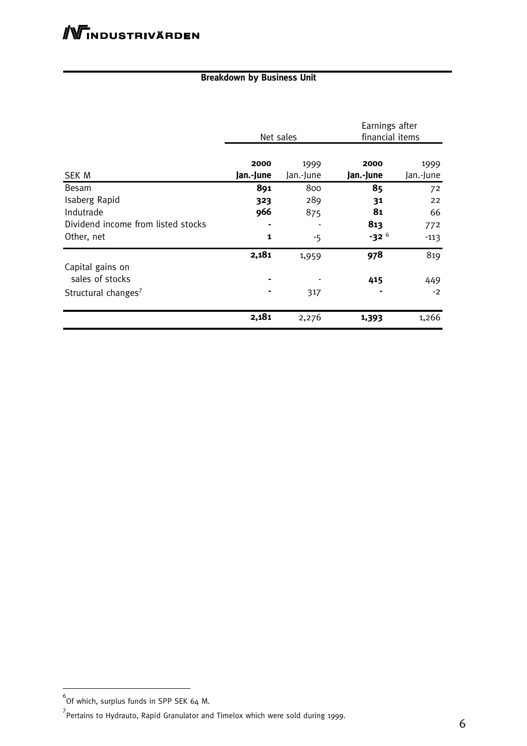**Breakdown by Business Unit**

| SEK M | Net sales | | Earnings after financial items | |
|---|---|---|---|---|
| | **2000 Jan.-June** | 1999 Jan.-June | **2000 Jan.-June** | 1999 Jan.-June |
| Besam | **891** | 800 | **85** | 72 |
| Isaberg Rapid | **323** | 289 | **31** | 22 |
| Indutrade | **966** | 875 | **81** | 66 |
| Dividend income from listed stocks | **-** | - | **813** | 772 |
| Other, net | **1** | -5 | **-32** [6] | -113 |
| | **2,181** | 1,959 | **978** | 819 |
| Capital gains on sales of stocks | **-** | - | **415** | 449 |
| Structural changes[7] | **-** | 317 | **-** | -2 |
| | **2,181** | 2,276 | **1,393** | 1,266 |

[6] Of which, surplus funds in SPP SEK 64 M.

[7] Pertains to Hydrauto, Rapid Granulator and Timelox which were sold during 1999.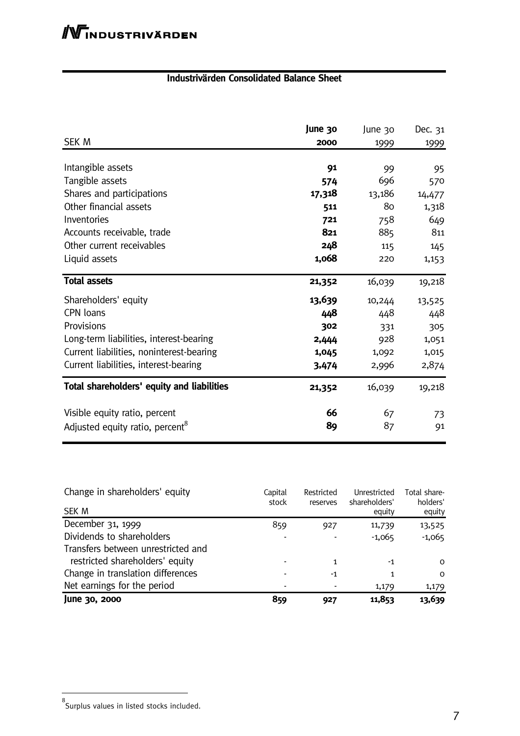## Industrivärden Consolidated Balance Sheet

| SEK M | June 30 2000 | June 30 1999 | Dec. 31 1999 |
|---|---|---|---|
| Intangible assets | **91** | 99 | 95 |
| Tangible assets | **574** | 696 | 570 |
| Shares and participations | **17,318** | 13,186 | 14,477 |
| Other financial assets | **511** | 80 | 1,318 |
| Inventories | **721** | 758 | 649 |
| Accounts receivable, trade | **821** | 885 | 811 |
| Other current receivables | **248** | 115 | 145 |
| Liquid assets | **1,068** | 220 | 1,153 |
| **Total assets** | **21,352** | 16,039 | 19,218 |
| Shareholders' equity | **13,639** | 10,244 | 13,525 |
| CPN loans | **448** | 448 | 448 |
| Provisions | **302** | 331 | 305 |
| Long-term liabilities, interest-bearing | **2,444** | 928 | 1,051 |
| Current liabilities, noninterest-bearing | **1,045** | 1,092 | 1,015 |
| Current liabilities, interest-bearing | **3,474** | 2,996 | 2,874 |
| **Total shareholders' equity and liabilities** | **21,352** | 16,039 | 19,218 |
| Visible equity ratio, percent | **66** | 67 | 73 |
| Adjusted equity ratio, percent[8] | **89** | 87 | 91 |

| Change in shareholders' equity SEK M | Capital stock | Restricted reserves | Unrestricted shareholders' equity | Total shareholders' equity |
|---|---|---|---|---|
| December 31, 1999 | 859 | 927 | 11,739 | 13,525 |
| Dividends to shareholders | - | - | -1,065 | -1,065 |
| Transfers between unrestricted and restricted shareholders' equity | - | 1 | -1 | 0 |
| Change in translation differences | - | -1 | 1 | 0 |
| Net earnings for the period | - | - | 1,179 | 1,179 |
| **June 30, 2000** | **859** | **927** | **11,853** | **13,639** |

[8] Surplus values in listed stocks included.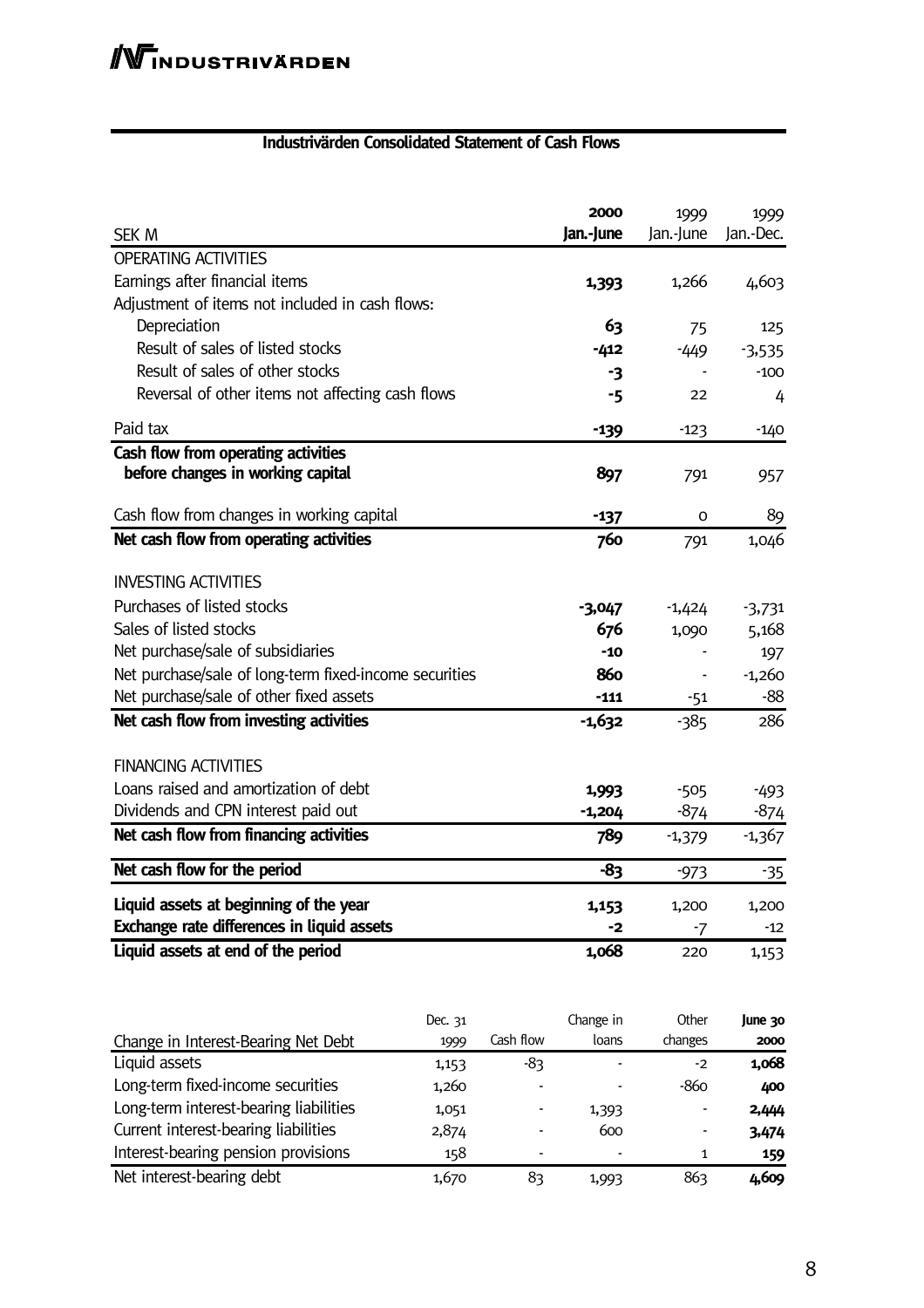## Industrivärden Consolidated Statement of Cash Flows

| SEK M | 2000 Jan.-June | 1999 Jan.-June | 1999 Jan.-Dec. |
|---|---|---|---|
| OPERATING ACTIVITIES | | | |
| Earnings after financial items | **1,393** | 1,266 | 4,603 |
| Adjustment of items not included in cash flows: | | | |
| Depreciation | **63** | 75 | 125 |
| Result of sales of listed stocks | **-412** | -449 | -3,535 |
| Result of sales of other stocks | **-3** | - | -100 |
| Reversal of other items not affecting cash flows | **-5** | 22 | 4 |
| Paid tax | **-139** | -123 | -140 |
| **Cash flow from operating activities before changes in working capital** | **897** | 791 | 957 |
| Cash flow from changes in working capital | **-137** | 0 | 89 |
| **Net cash flow from operating activities** | **760** | 791 | 1,046 |
| INVESTING ACTIVITIES | | | |
| Purchases of listed stocks | **-3,047** | -1,424 | -3,731 |
| Sales of listed stocks | **676** | 1,090 | 5,168 |
| Net purchase/sale of subsidiaries | **-10** | - | 197 |
| Net purchase/sale of long-term fixed-income securities | **860** | - | -1,260 |
| Net purchase/sale of other fixed assets | **-111** | -51 | -88 |
| **Net cash flow from investing activities** | **-1,632** | -385 | 286 |
| FINANCING ACTIVITIES | | | |
| Loans raised and amortization of debt | **1,993** | -505 | -493 |
| Dividends and CPN interest paid out | **-1,204** | -874 | -874 |
| **Net cash flow from financing activities** | **789** | -1,379 | -1,367 |
| **Net cash flow for the period** | **-83** | -973 | -35 |
| **Liquid assets at beginning of the year** | **1,153** | 1,200 | 1,200 |
| **Exchange rate differences in liquid assets** | **-2** | -7 | -12 |
| **Liquid assets at end of the period** | **1,068** | 220 | 1,153 |

| Change in Interest-Bearing Net Debt | Dec. 31 1999 | Cash flow | Change in loans | Other changes | June 30 2000 |
|---|---|---|---|---|---|
| Liquid assets | 1,153 | -83 | - | -2 | **1,068** |
| Long-term fixed-income securities | 1,260 | - | - | -860 | **400** |
| Long-term interest-bearing liabilities | 1,051 | - | 1,393 | - | **2,444** |
| Current interest-bearing liabilities | 2,874 | - | 600 | - | **3,474** |
| Interest-bearing pension provisions | 158 | - | - | 1 | **159** |
| Net interest-bearing debt | 1,670 | 83 | 1,993 | 863 | **4,609** |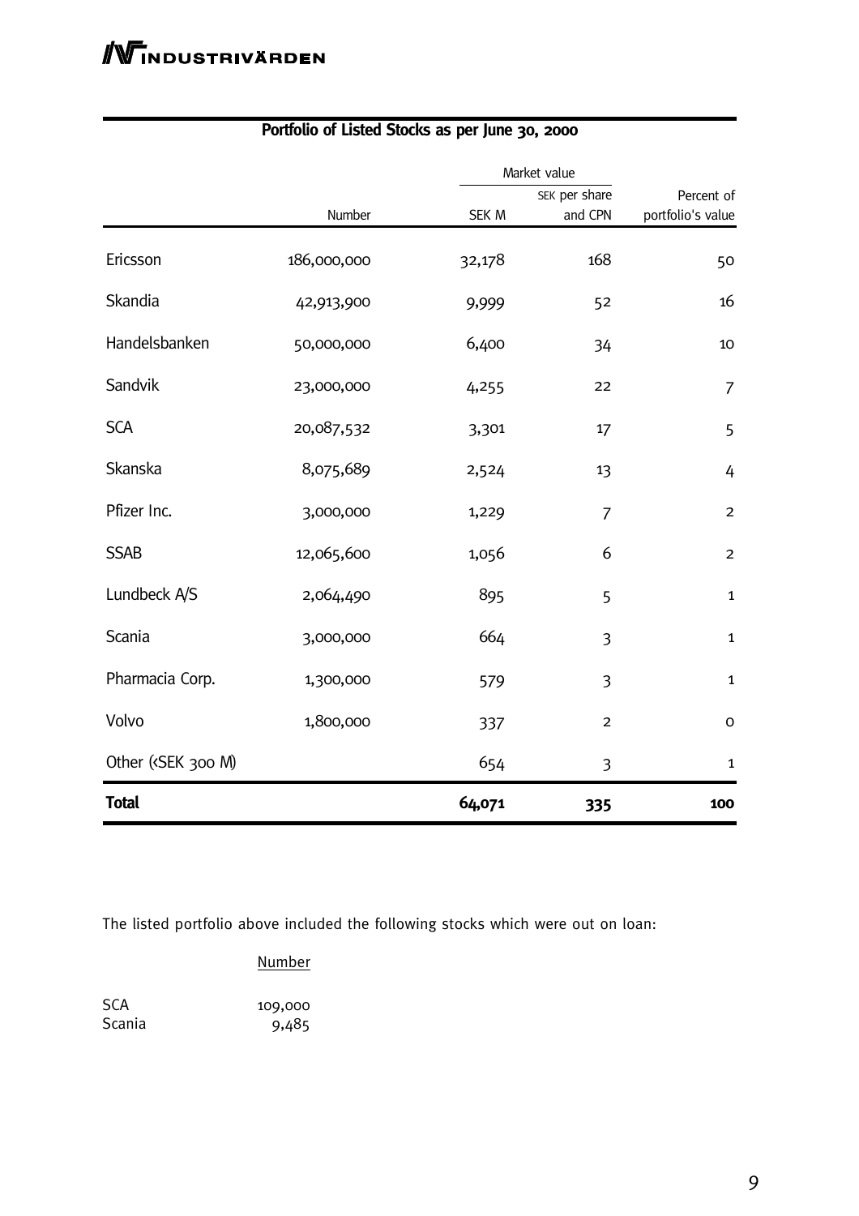## Portfolio of Listed Stocks as per June 30, 2000

| | Number | Market value | | Percent of portfolio's value |
|---|---|---|---|---|
| | | SEK M | SEK per share and CPN | |
| Ericsson | 186,000,000 | 32,178 | 168 | 50 |
| Skandia | 42,913,900 | 9,999 | 52 | 16 |
| Handelsbanken | 50,000,000 | 6,400 | 34 | 10 |
| Sandvik | 23,000,000 | 4,255 | 22 | 7 |
| SCA | 20,087,532 | 3,301 | 17 | 5 |
| Skanska | 8,075,689 | 2,524 | 13 | 4 |
| Pfizer Inc. | 3,000,000 | 1,229 | 7 | 2 |
| SSAB | 12,065,600 | 1,056 | 6 | 2 |
| Lundbeck A/S | 2,064,490 | 895 | 5 | 1 |
| Scania | 3,000,000 | 664 | 3 | 1 |
| Pharmacia Corp. | 1,300,000 | 579 | 3 | 1 |
| Volvo | 1,800,000 | 337 | 2 | 0 |
| Other (<SEK 300 M) | | 654 | 3 | 1 |
| **Total** | | **64,071** | **335** | **100** |

The listed portfolio above included the following stocks which were out on loan:

| | Number |
|---|---|
| SCA | 109,000 |
| Scania | 9,485 |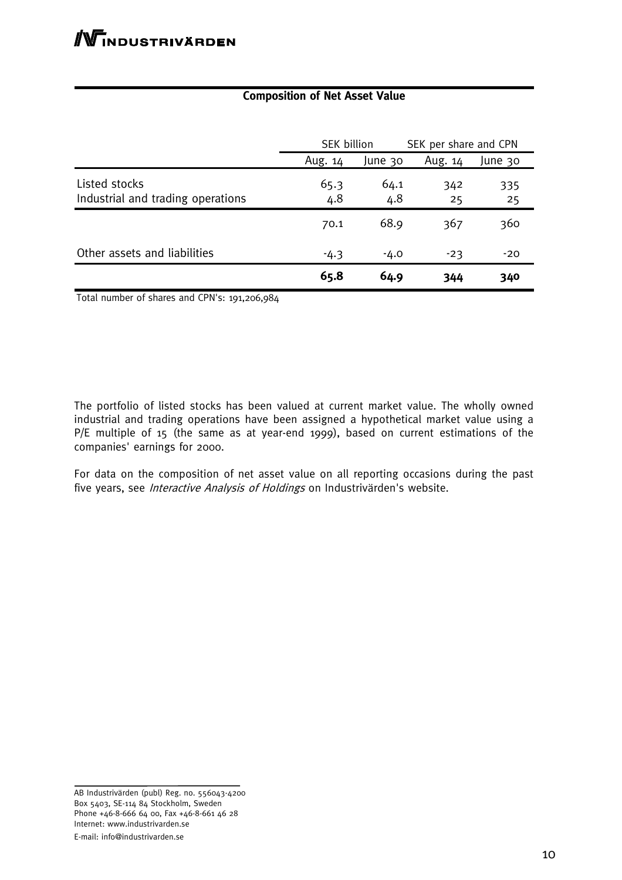## Composition of Net Asset Value

| | SEK billion | | SEK per share and CPN | |
|---|---|---|---|---|
| | Aug. 14 | June 30 | Aug. 14 | June 30 |
| Listed stocks | 65.3 | 64.1 | 342 | 335 |
| Industrial and trading operations | 4.8 | 4.8 | 25 | 25 |
| | 70.1 | 68.9 | 367 | 360 |
| Other assets and liabilities | -4.3 | -4.0 | -23 | -20 |
| | **65.8** | **64.9** | **344** | **340** |

Total number of shares and CPN's: 191,206,984

The portfolio of listed stocks has been valued at current market value. The wholly owned industrial and trading operations have been assigned a hypothetical market value using a P/E multiple of 15 (the same as at year-end 1999), based on current estimations of the companies' earnings for 2000.

For data on the composition of net asset value on all reporting occasions during the past five years, see *Interactive Analysis of Holdings* on Industrivärden's website.

AB Industrivärden (publ) Reg. no. 556043-4200
Box 5403, SE-114 84 Stockholm, Sweden
Phone +46-8-666 64 00, Fax +46-8-661 46 28
Internet: www.industrivarden.se
E-mail: info@industrivarden.se